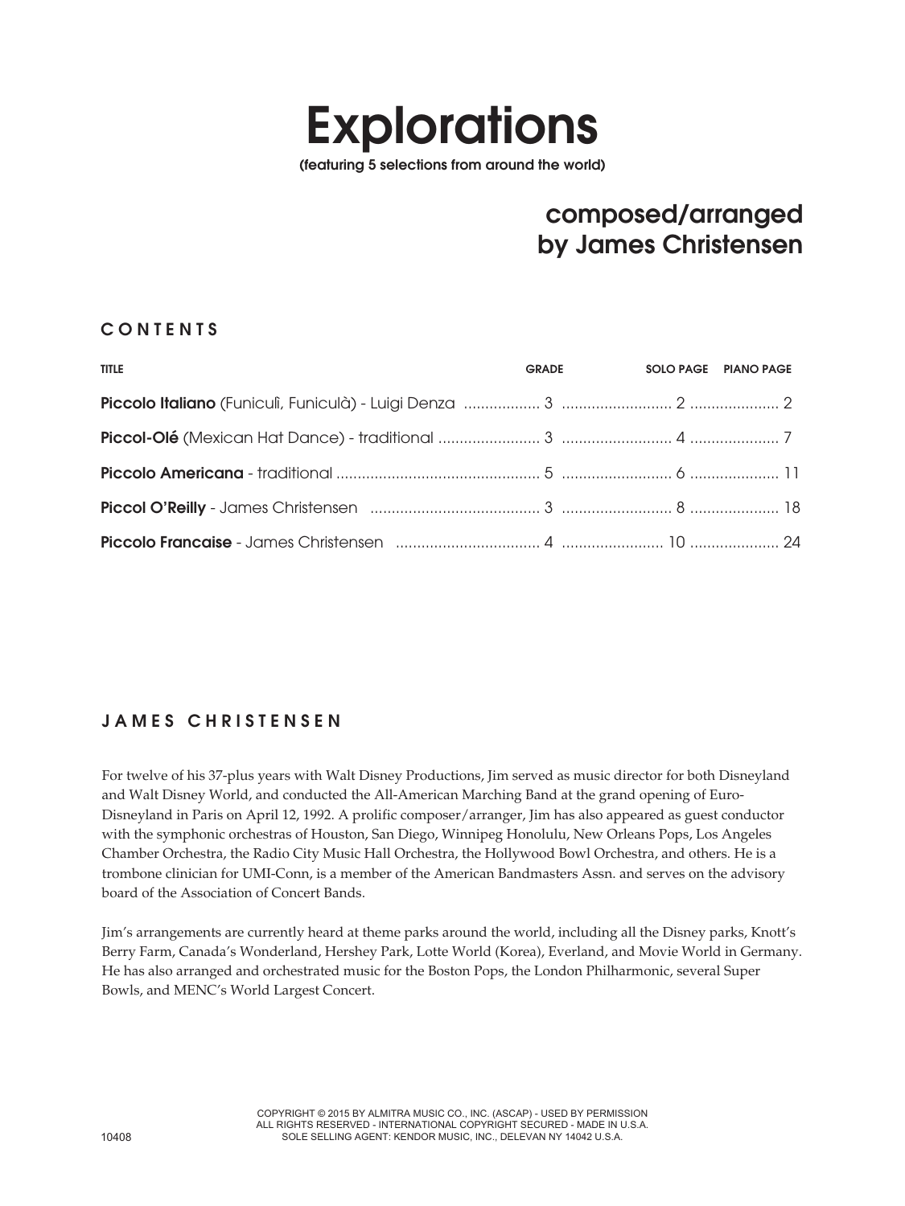# Explorations

**(featuring 5 selections from around the world)**

## composed/arranged by James Christensen

### CONTENTS

| TITLE | GRADE | SOLO PAGE | PIANO PAGE |
|---|---|---|---|
| **Piccolo Italiano** (Funiculì, Funiculà) - Luigi Denza | 3 | 2 | 2 |
| **Piccol-Olé** (Mexican Hat Dance) - traditional | 3 | 4 | 7 |
| **Piccolo Americana** - traditional | 5 | 6 | 11 |
| **Piccol O'Reilly** - James Christensen | 3 | 8 | 18 |
| **Piccolo Francaise** - James Christensen | 4 | 10 | 24 |

### JAMES CHRISTENSEN

For twelve of his 37-plus years with Walt Disney Productions, Jim served as music director for both Disneyland and Walt Disney World, and conducted the All-American Marching Band at the grand opening of Euro-Disneyland in Paris on April 12, 1992. A prolific composer/arranger, Jim has also appeared as guest conductor with the symphonic orchestras of Houston, San Diego, Winnipeg Honolulu, New Orleans Pops, Los Angeles Chamber Orchestra, the Radio City Music Hall Orchestra, the Hollywood Bowl Orchestra, and others. He is a trombone clinician for UMI-Conn, is a member of the American Bandmasters Assn. and serves on the advisory board of the Association of Concert Bands.

Jim's arrangements are currently heard at theme parks around the world, including all the Disney parks, Knott's Berry Farm, Canada's Wonderland, Hershey Park, Lotte World (Korea), Everland, and Movie World in Germany. He has also arranged and orchestrated music for the Boston Pops, the London Philharmonic, several Super Bowls, and MENC's World Largest Concert.

COPYRIGHT © 2015 BY ALMITRA MUSIC CO., INC. (ASCAP) - USED BY PERMISSION
ALL RIGHTS RESERVED - INTERNATIONAL COPYRIGHT SECURED - MADE IN U.S.A.
SOLE SELLING AGENT: KENDOR MUSIC, INC., DELEVAN NY 14042 U.S.A.

10408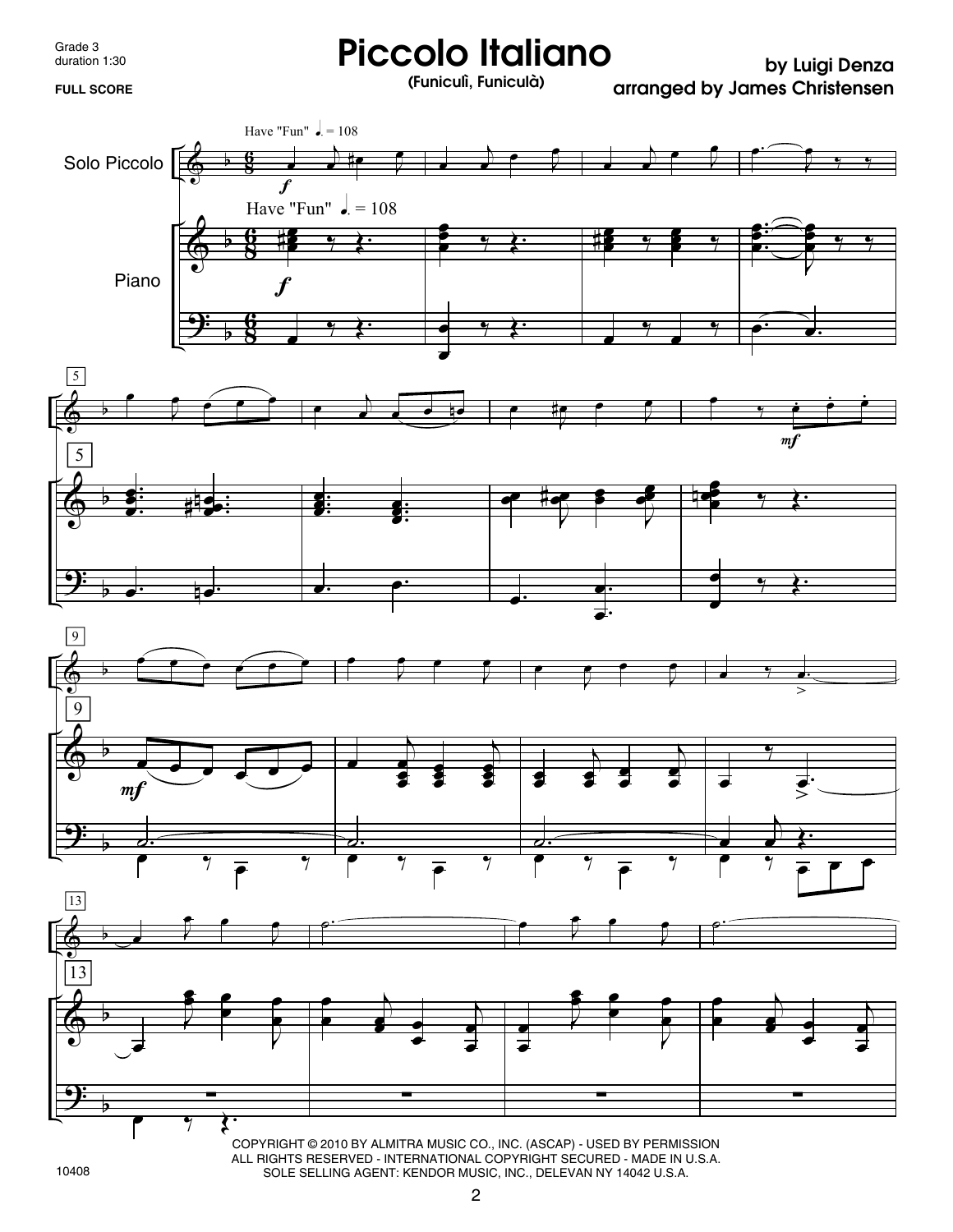Grade 3
duration 1:30

FULL SCORE

# Piccolo Italiano

(Funiculì, Funiculà)

by Luigi Denza
arranged by James Christensen

COPYRIGHT © 2010 BY ALMITRA MUSIC CO., INC. (ASCAP) - USED BY PERMISSION
ALL RIGHTS RESERVED - INTERNATIONAL COPYRIGHT SECURED - MADE IN U.S.A.
SOLE SELLING AGENT: KENDOR MUSIC, INC., DELEVAN NY 14042 U.S.A.

10408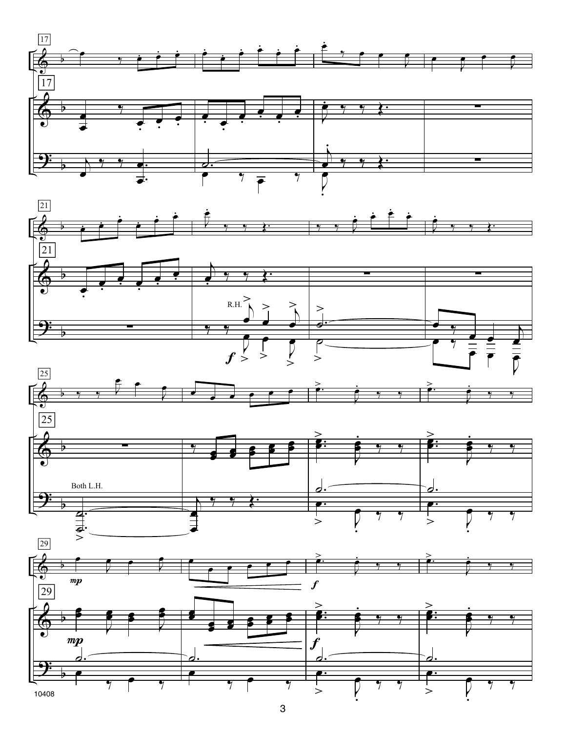17

17

21

21

R.H.

*f*

25

25

Both L.H.

29

*mp*

*f*

29

*mp*

*f*

10408